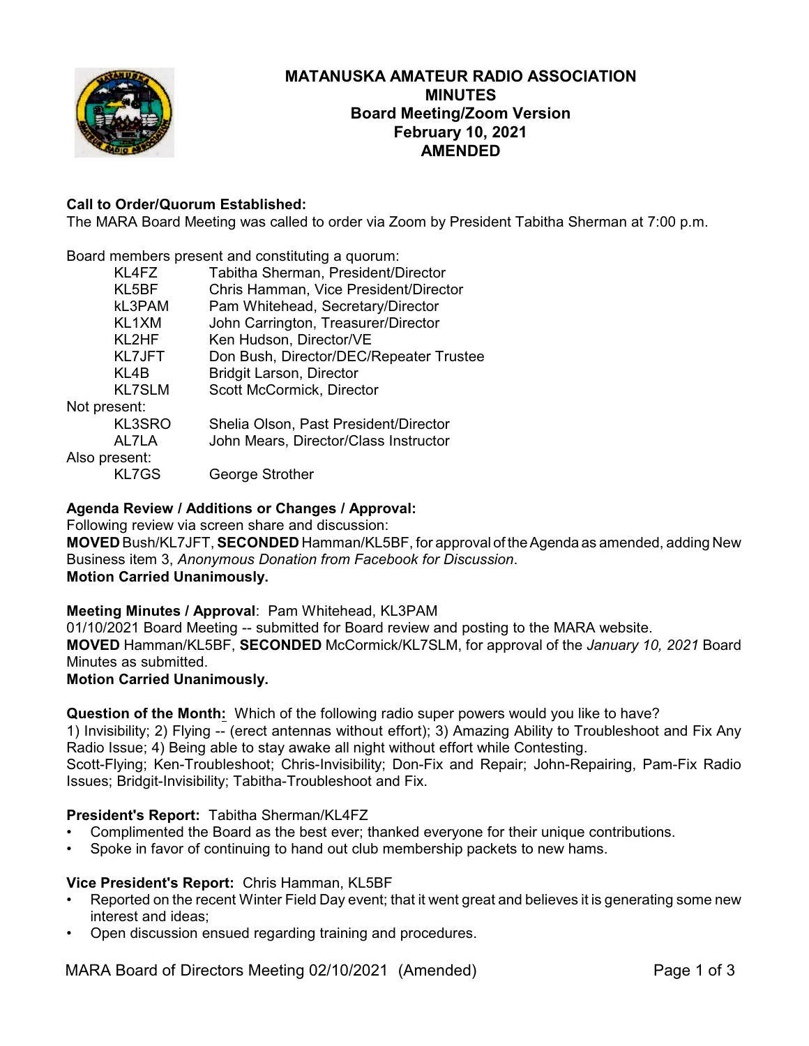# MATANUSKA AMATEUR RADIO ASSOCIATION
## MINUTES
## Board Meeting/Zoom Version
## February 10, 2021
## AMENDED

**Call to Order/Quorum Established:**
The MARA Board Meeting was called to order via Zoom by President Tabitha Sherman at 7:00 p.m.

Board members present and constituting a quorum:

| | |
|---|---|
| KL4FZ | Tabitha Sherman, President/Director |
| KL5BF | Chris Hamman, Vice President/Director |
| kL3PAM | Pam Whitehead, Secretary/Director |
| KL1XM | John Carrington, Treasurer/Director |
| KL2HF | Ken Hudson, Director/VE |
| KL7JFT | Don Bush, Director/DEC/Repeater Trustee |
| KL4B | Bridgit Larson, Director |
| KL7SLM | Scott McCormick, Director |

Not present:

| | |
|---|---|
| KL3SRO | Shelia Olson, Past President/Director |
| AL7LA | John Mears, Director/Class Instructor |

Also present:

| | |
|---|---|
| KL7GS | George Strother |

**Agenda Review / Additions or Changes / Approval:**
Following review via screen share and discussion:
**MOVED** Bush/KL7JFT, **SECONDED** Hamman/KL5BF, for approval of the Agenda as amended, adding New Business item 3, *Anonymous Donation from Facebook for Discussion*.
**Motion Carried Unanimously.**

**Meeting Minutes / Approval**: Pam Whitehead, KL3PAM
01/10/2021 Board Meeting -- submitted for Board review and posting to the MARA website.
**MOVED** Hamman/KL5BF, **SECONDED** McCormick/KL7SLM, for approval of the *January 10, 2021* Board Minutes as submitted.
**Motion Carried Unanimously.**

**Question of the Month:** Which of the following radio super powers would you like to have?
1) Invisibility; 2) Flying -- (erect antennas without effort); 3) Amazing Ability to Troubleshoot and Fix Any Radio Issue; 4) Being able to stay awake all night without effort while Contesting.
Scott-Flying; Ken-Troubleshoot; Chris-Invisibility; Don-Fix and Repair; John-Repairing, Pam-Fix Radio Issues; Bridgit-Invisibility; Tabitha-Troubleshoot and Fix.

**President's Report:** Tabitha Sherman/KL4FZ

- Complimented the Board as the best ever; thanked everyone for their unique contributions.
- Spoke in favor of continuing to hand out club membership packets to new hams.

**Vice President's Report:** Chris Hamman, KL5BF

- Reported on the recent Winter Field Day event; that it went great and believes it is generating some new interest and ideas;
- Open discussion ensued regarding training and procedures.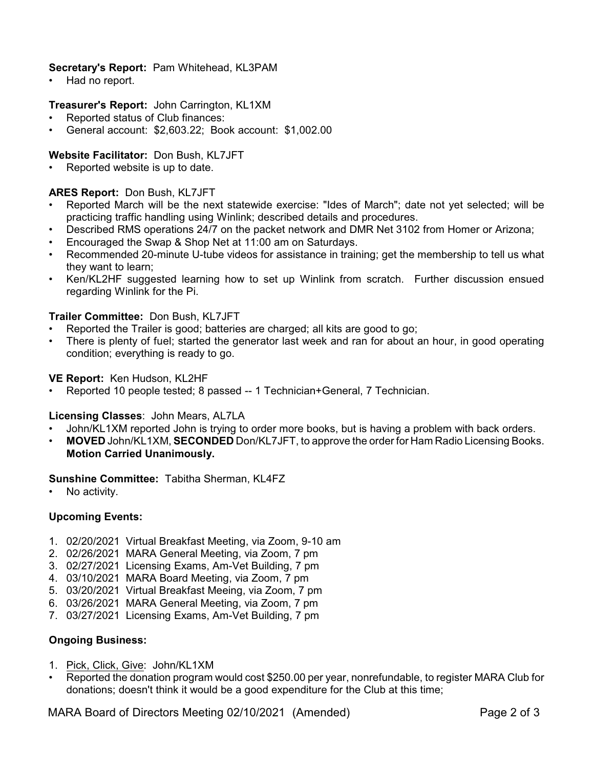**Secretary's Report:** Pam Whitehead, KL3PAM

- Had no report.

**Treasurer's Report:** John Carrington, KL1XM

- Reported status of Club finances:
- General account: $2,603.22; Book account: $1,002.00

**Website Facilitator:** Don Bush, KL7JFT

- Reported website is up to date.

**ARES Report:** Don Bush, KL7JFT

- Reported March will be the next statewide exercise: "Ides of March"; date not yet selected; will be practicing traffic handling using Winlink; described details and procedures.
- Described RMS operations 24/7 on the packet network and DMR Net 3102 from Homer or Arizona;
- Encouraged the Swap & Shop Net at 11:00 am on Saturdays.
- Recommended 20-minute U-tube videos for assistance in training; get the membership to tell us what they want to learn;
- Ken/KL2HF suggested learning how to set up Winlink from scratch. Further discussion ensued regarding Winlink for the Pi.

**Trailer Committee:** Don Bush, KL7JFT

- Reported the Trailer is good; batteries are charged; all kits are good to go;
- There is plenty of fuel; started the generator last week and ran for about an hour, in good operating condition; everything is ready to go.

**VE Report:** Ken Hudson, KL2HF

- Reported 10 people tested; 8 passed -- 1 Technician+General, 7 Technician.

**Licensing Classes**: John Mears, AL7LA

- John/KL1XM reported John is trying to order more books, but is having a problem with back orders.
- **MOVED** John/KL1XM, **SECONDED** Don/KL7JFT, to approve the order for Ham Radio Licensing Books. **Motion Carried Unanimously.**

**Sunshine Committee:** Tabitha Sherman, KL4FZ

- No activity.

**Upcoming Events:**

1. 02/20/2021 Virtual Breakfast Meeting, via Zoom, 9-10 am
2. 02/26/2021 MARA General Meeting, via Zoom, 7 pm
3. 02/27/2021 Licensing Exams, Am-Vet Building, 7 pm
4. 03/10/2021 MARA Board Meeting, via Zoom, 7 pm
5. 03/20/2021 Virtual Breakfast Meeing, via Zoom, 7 pm
6. 03/26/2021 MARA General Meeting, via Zoom, 7 pm
7. 03/27/2021 Licensing Exams, Am-Vet Building, 7 pm

**Ongoing Business:**

1. Pick, Click, Give: John/KL1XM

- Reported the donation program would cost $250.00 per year, nonrefundable, to register MARA Club for donations; doesn't think it would be a good expenditure for the Club at this time;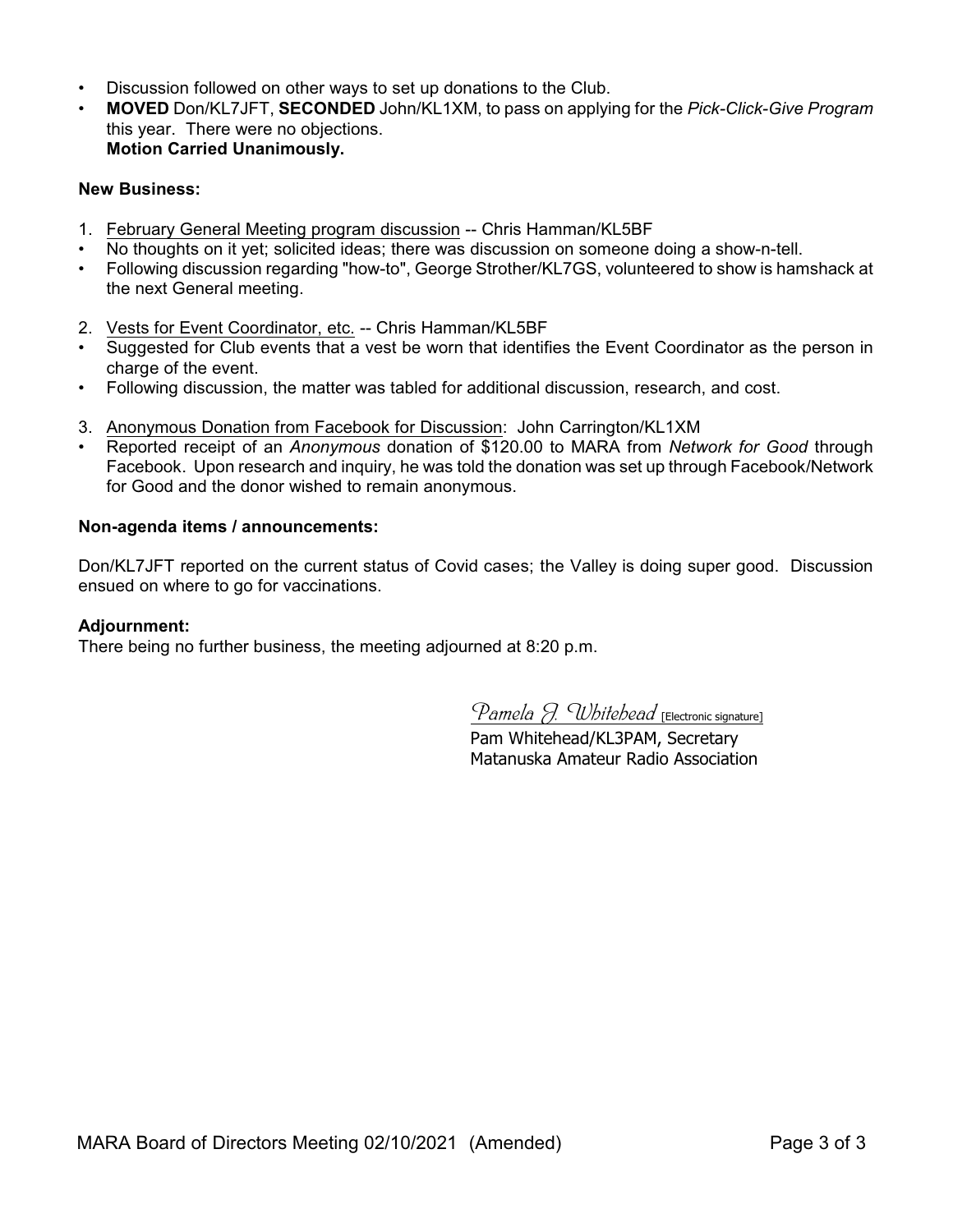- Discussion followed on other ways to set up donations to the Club.
- **MOVED** Don/KL7JFT, **SECONDED** John/KL1XM, to pass on applying for the *Pick-Click-Give Program* this year. There were no objections.
  **Motion Carried Unanimously.**

**New Business:**

1. February General Meeting program discussion -- Chris Hamman/KL5BF

- No thoughts on it yet; solicited ideas; there was discussion on someone doing a show-n-tell.
- Following discussion regarding "how-to", George Strother/KL7GS, volunteered to show is hamshack at the next General meeting.

2. Vests for Event Coordinator, etc. -- Chris Hamman/KL5BF

- Suggested for Club events that a vest be worn that identifies the Event Coordinator as the person in charge of the event.
- Following discussion, the matter was tabled for additional discussion, research, and cost.

3. Anonymous Donation from Facebook for Discussion: John Carrington/KL1XM

- Reported receipt of an *Anonymous* donation of $120.00 to MARA from *Network for Good* through Facebook. Upon research and inquiry, he was told the donation was set up through Facebook/Network for Good and the donor wished to remain anonymous.

**Non-agenda items / announcements:**

Don/KL7JFT reported on the current status of Covid cases; the Valley is doing super good. Discussion ensued on where to go for vaccinations.

**Adjournment:**
There being no further business, the meeting adjourned at 8:20 p.m.

*Pamela J. Whitehead* [Electronic signature]
Pam Whitehead/KL3PAM, Secretary
Matanuska Amateur Radio Association